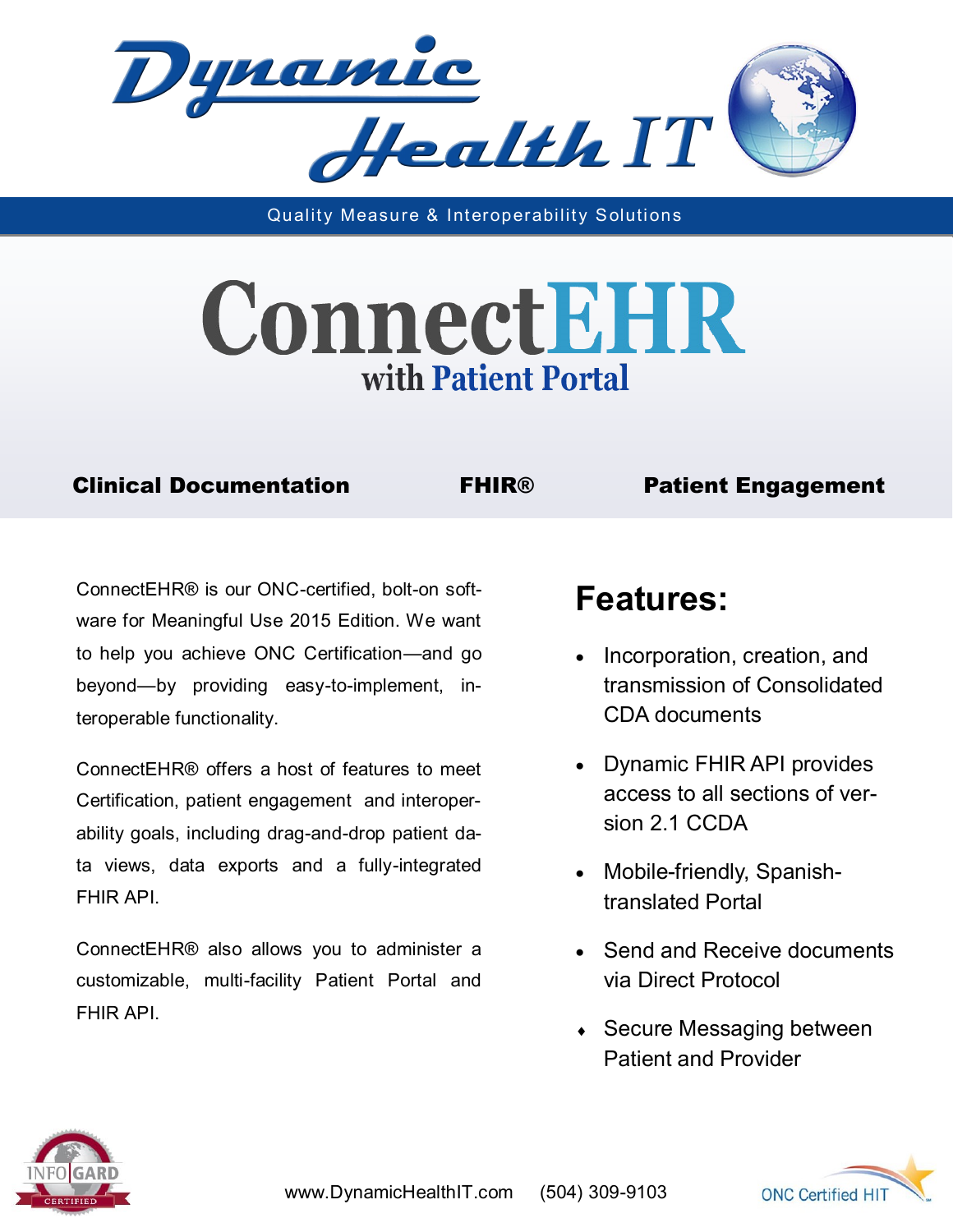# Dynamic Health IT

Quality Measure & Interoperability Solutions

# ConnectEHR

## with Patient Portal

**Clinical Documentation** **FHIR®** **Patient Engagement**

ConnectEHR® is our ONC-certified, bolt-on software for Meaningful Use 2015 Edition. We want to help you achieve ONC Certification—and go beyond—by providing easy-to-implement, interoperable functionality.

ConnectEHR® offers a host of features to meet Certification, patient engagement and interoperability goals, including drag-and-drop patient data views, data exports and a fully-integrated FHIR API.

ConnectEHR® also allows you to administer a customizable, multi-facility Patient Portal and FHIR API.

## Features:

- Incorporation, creation, and transmission of Consolidated CDA documents
- Dynamic FHIR API provides access to all sections of version 2.1 CCDA
- Mobile-friendly, Spanish-translated Portal
- Send and Receive documents via Direct Protocol
- Secure Messaging between Patient and Provider

INFOGARD CERTIFIED

www.DynamicHealthIT.com (504) 309-9103

ONC Certified HIT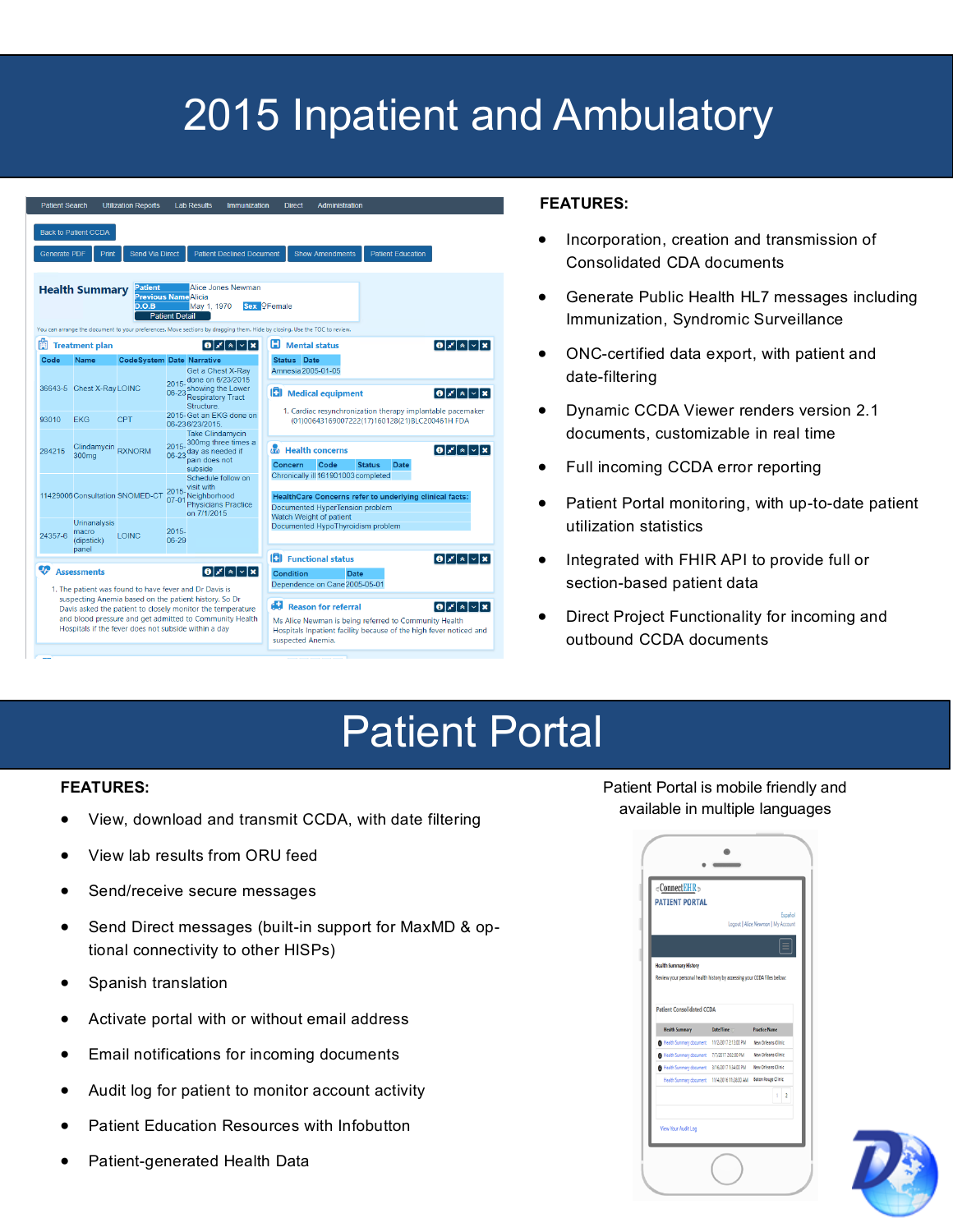# 2015 Inpatient and Ambulatory

**FEATURES:**

- Incorporation, creation and transmission of Consolidated CDA documents
- Generate Public Health HL7 messages including Immunization, Syndromic Surveillance
- ONC-certified data export, with patient and date-filtering
- Dynamic CCDA Viewer renders version 2.1 documents, customizable in real time
- Full incoming CCDA error reporting
- Patient Portal monitoring, with up-to-date patient utilization statistics
- Integrated with FHIR API to provide full or section-based patient data
- Direct Project Functionality for incoming and outbound CCDA documents

# Patient Portal

**FEATURES:**

- View, download and transmit CCDA, with date filtering
- View lab results from ORU feed
- Send/receive secure messages
- Send Direct messages (built-in support for MaxMD & optional connectivity to other HISPs)
- Spanish translation
- Activate portal with or without email address
- Email notifications for incoming documents
- Audit log for patient to monitor account activity
- Patient Education Resources with Infobutton
- Patient-generated Health Data

Patient Portal is mobile friendly and available in multiple languages